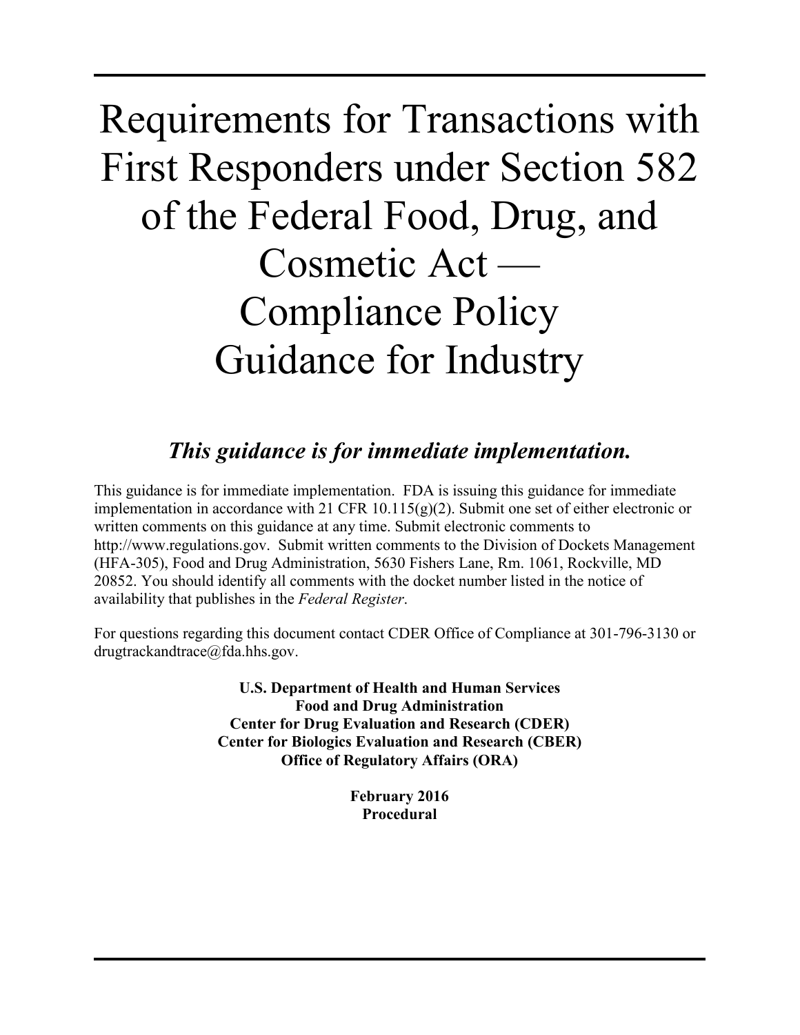# Requirements for Transactions with First Responders under Section 582 of the Federal Food, Drug, and Cosmetic Act — Compliance Policy Guidance for Industry

***This guidance is for immediate implementation.***

This guidance is for immediate implementation. FDA is issuing this guidance for immediate implementation in accordance with 21 CFR 10.115(g)(2). Submit one set of either electronic or written comments on this guidance at any time. Submit electronic comments to http://www.regulations.gov. Submit written comments to the Division of Dockets Management (HFA-305), Food and Drug Administration, 5630 Fishers Lane, Rm. 1061, Rockville, MD 20852. You should identify all comments with the docket number listed in the notice of availability that publishes in the *Federal Register*.

For questions regarding this document contact CDER Office of Compliance at 301-796-3130 or drugtrackandtrace@fda.hhs.gov.

**U.S. Department of Health and Human Services**
**Food and Drug Administration**
**Center for Drug Evaluation and Research (CDER)**
**Center for Biologics Evaluation and Research (CBER)**
**Office of Regulatory Affairs (ORA)**

**February 2016**
**Procedural**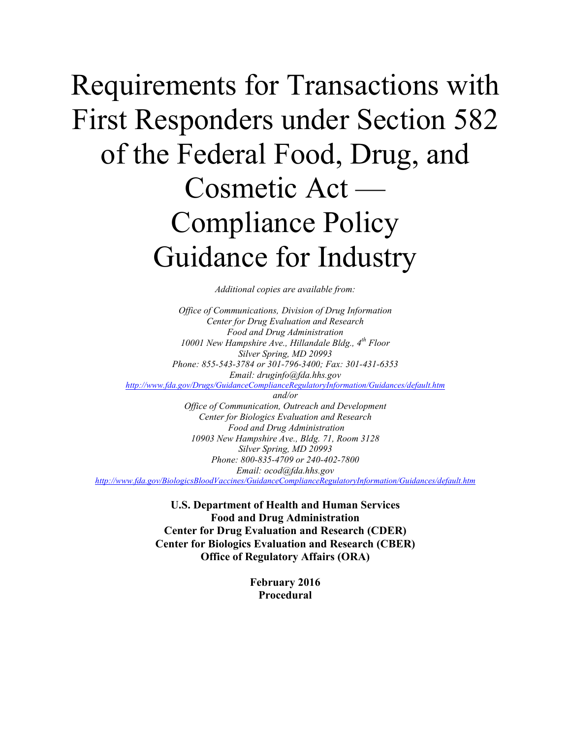# Requirements for Transactions with First Responders under Section 582 of the Federal Food, Drug, and Cosmetic Act — Compliance Policy Guidance for Industry

*Additional copies are available from:*

*Office of Communications, Division of Drug Information*
*Center for Drug Evaluation and Research*
*Food and Drug Administration*
*10001 New Hampshire Ave., Hillandale Bldg., 4th Floor*
*Silver Spring, MD 20993*
*Phone: 855-543-3784 or 301-796-3400; Fax: 301-431-6353*
*Email: druginfo@fda.hhs.gov*
*http://www.fda.gov/Drugs/GuidanceComplianceRegulatoryInformation/Guidances/default.htm*
*and/or*
*Office of Communication, Outreach and Development*
*Center for Biologics Evaluation and Research*
*Food and Drug Administration*
*10903 New Hampshire Ave., Bldg. 71, Room 3128*
*Silver Spring, MD 20993*
*Phone: 800-835-4709 or 240-402-7800*
*Email: ocod@fda.hhs.gov*
*http://www.fda.gov/BiologicsBloodVaccines/GuidanceComplianceRegulatoryInformation/Guidances/default.htm*

**U.S. Department of Health and Human Services**
**Food and Drug Administration**
**Center for Drug Evaluation and Research (CDER)**
**Center for Biologics Evaluation and Research (CBER)**
**Office of Regulatory Affairs (ORA)**

**February 2016**
**Procedural**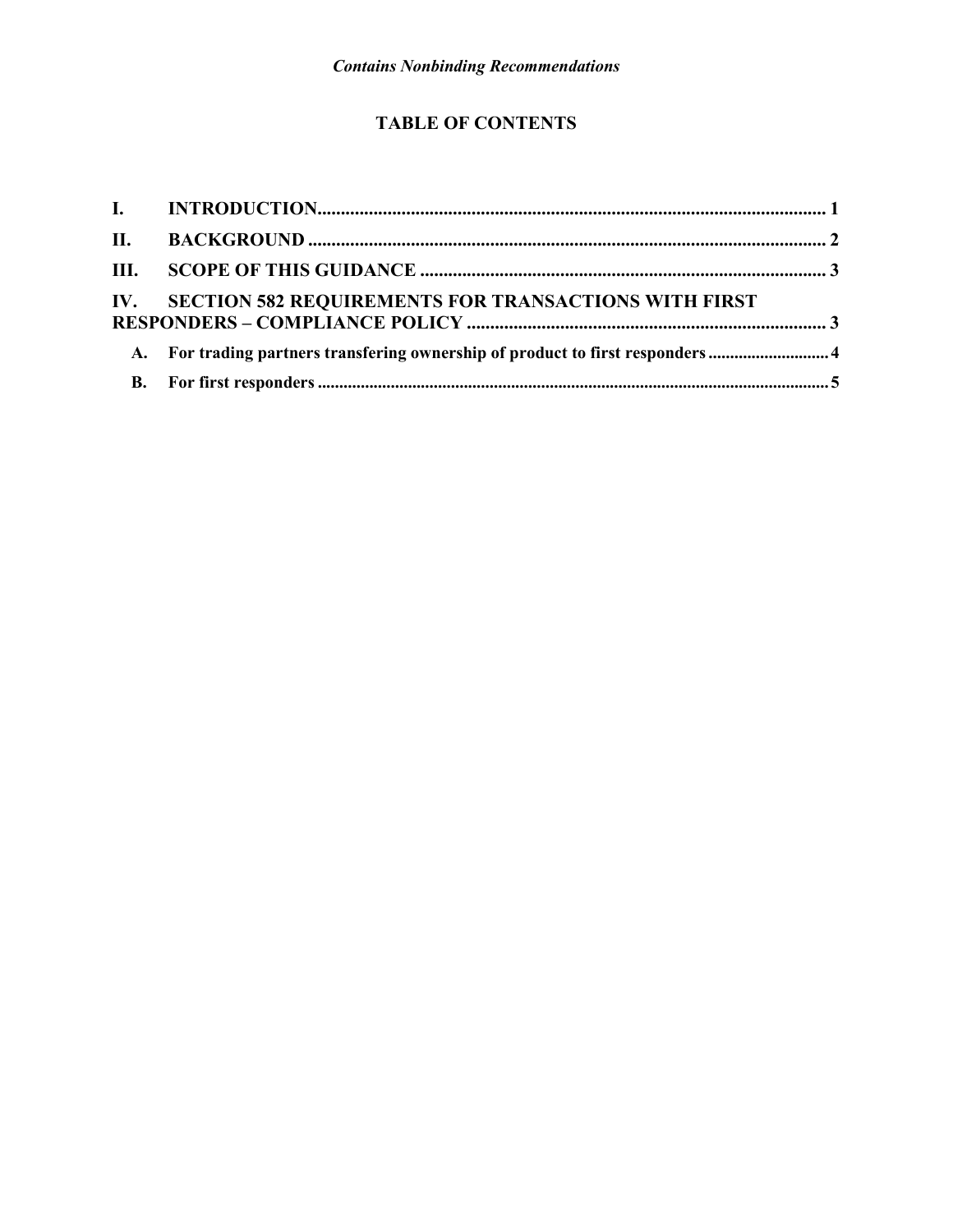## TABLE OF CONTENTS

I. INTRODUCTION............................................................................................................. 1

II. BACKGROUND ............................................................................................................... 2

III. SCOPE OF THIS GUIDANCE ........................................................................................ 3

IV. SECTION 582 REQUIREMENTS FOR TRANSACTIONS WITH FIRST RESPONDERS – COMPLIANCE POLICY ............................................................................ 3

A. For trading partners transfering ownership of product to first responders ............................ 4

B. For first responders ...................................................................................................................... 5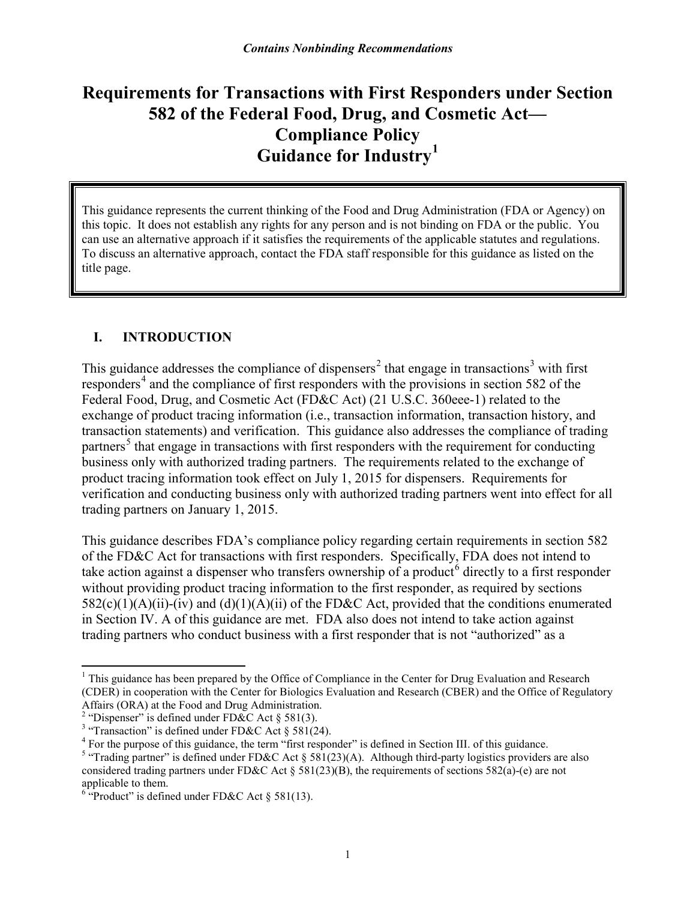*Contains Nonbinding Recommendations*

# Requirements for Transactions with First Responders under Section 582 of the Federal Food, Drug, and Cosmetic Act—Compliance Policy Guidance for Industry[1]

This guidance represents the current thinking of the Food and Drug Administration (FDA or Agency) on this topic. It does not establish any rights for any person and is not binding on FDA or the public. You can use an alternative approach if it satisfies the requirements of the applicable statutes and regulations. To discuss an alternative approach, contact the FDA staff responsible for this guidance as listed on the title page.

## I. INTRODUCTION

This guidance addresses the compliance of dispensers[2] that engage in transactions[3] with first responders[4] and the compliance of first responders with the provisions in section 582 of the Federal Food, Drug, and Cosmetic Act (FD&C Act) (21 U.S.C. 360eee-1) related to the exchange of product tracing information (i.e., transaction information, transaction history, and transaction statements) and verification. This guidance also addresses the compliance of trading partners[5] that engage in transactions with first responders with the requirement for conducting business only with authorized trading partners. The requirements related to the exchange of product tracing information took effect on July 1, 2015 for dispensers. Requirements for verification and conducting business only with authorized trading partners went into effect for all trading partners on January 1, 2015.

This guidance describes FDA's compliance policy regarding certain requirements in section 582 of the FD&C Act for transactions with first responders. Specifically, FDA does not intend to take action against a dispenser who transfers ownership of a product[6] directly to a first responder without providing product tracing information to the first responder, as required by sections 582(c)(1)(A)(ii)-(iv) and (d)(1)(A)(ii) of the FD&C Act, provided that the conditions enumerated in Section IV. A of this guidance are met. FDA also does not intend to take action against trading partners who conduct business with a first responder that is not "authorized" as a

---

[1] This guidance has been prepared by the Office of Compliance in the Center for Drug Evaluation and Research (CDER) in cooperation with the Center for Biologics Evaluation and Research (CBER) and the Office of Regulatory Affairs (ORA) at the Food and Drug Administration.

[2] "Dispenser" is defined under FD&C Act § 581(3).

[3] "Transaction" is defined under FD&C Act § 581(24).

[4] For the purpose of this guidance, the term "first responder" is defined in Section III. of this guidance.

[5] "Trading partner" is defined under FD&C Act § 581(23)(A). Although third-party logistics providers are also considered trading partners under FD&C Act § 581(23)(B), the requirements of sections 582(a)-(e) are not applicable to them.

[6] "Product" is defined under FD&C Act § 581(13).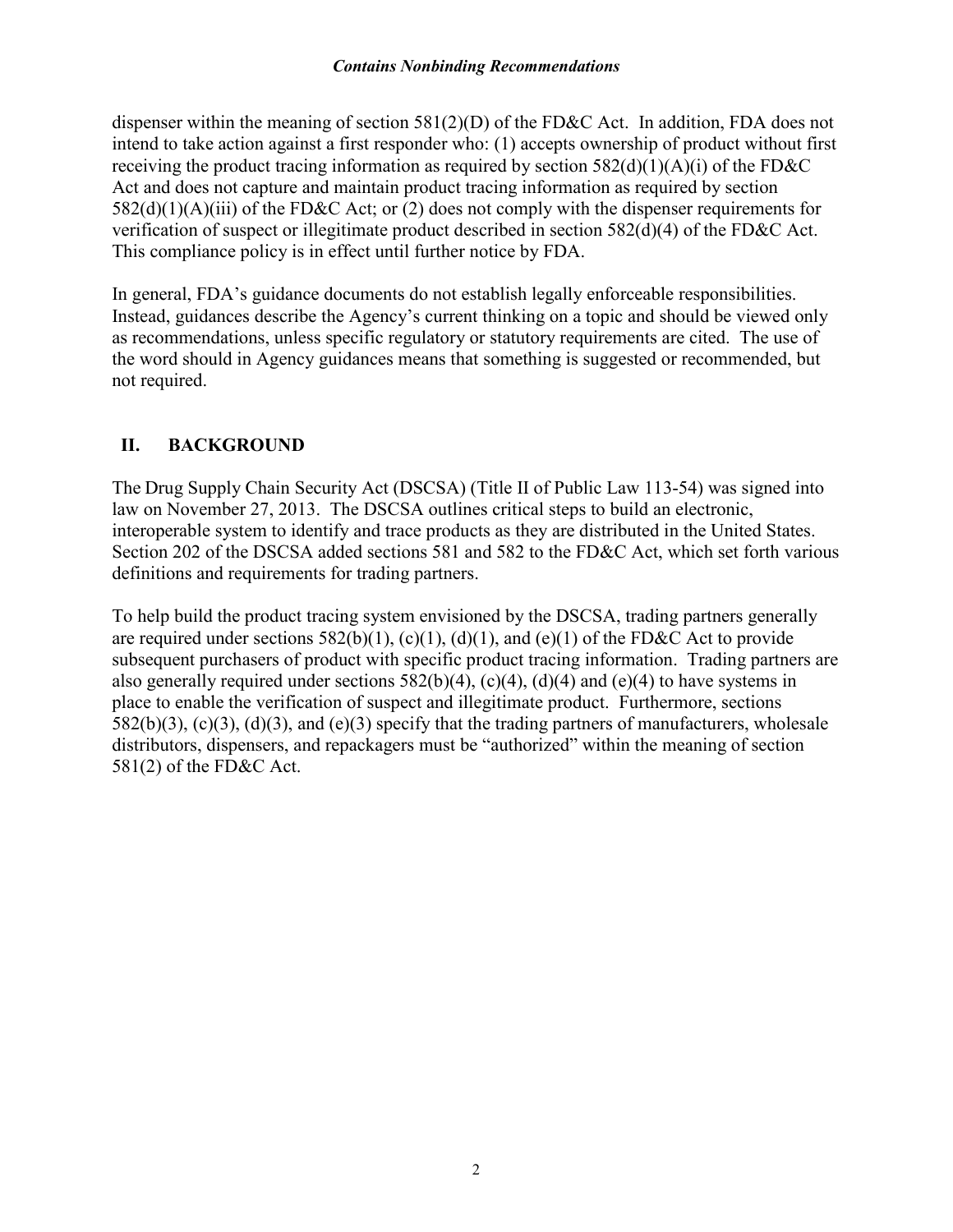dispenser within the meaning of section 581(2)(D) of the FD&C Act. In addition, FDA does not intend to take action against a first responder who: (1) accepts ownership of product without first receiving the product tracing information as required by section 582(d)(1)(A)(i) of the FD&C Act and does not capture and maintain product tracing information as required by section 582(d)(1)(A)(iii) of the FD&C Act; or (2) does not comply with the dispenser requirements for verification of suspect or illegitimate product described in section 582(d)(4) of the FD&C Act. This compliance policy is in effect until further notice by FDA.

In general, FDA's guidance documents do not establish legally enforceable responsibilities. Instead, guidances describe the Agency's current thinking on a topic and should be viewed only as recommendations, unless specific regulatory or statutory requirements are cited. The use of the word should in Agency guidances means that something is suggested or recommended, but not required.

## II. BACKGROUND

The Drug Supply Chain Security Act (DSCSA) (Title II of Public Law 113-54) was signed into law on November 27, 2013. The DSCSA outlines critical steps to build an electronic, interoperable system to identify and trace products as they are distributed in the United States. Section 202 of the DSCSA added sections 581 and 582 to the FD&C Act, which set forth various definitions and requirements for trading partners.

To help build the product tracing system envisioned by the DSCSA, trading partners generally are required under sections 582(b)(1), (c)(1), (d)(1), and (e)(1) of the FD&C Act to provide subsequent purchasers of product with specific product tracing information. Trading partners are also generally required under sections 582(b)(4), (c)(4), (d)(4) and (e)(4) to have systems in place to enable the verification of suspect and illegitimate product. Furthermore, sections 582(b)(3), (c)(3), (d)(3), and (e)(3) specify that the trading partners of manufacturers, wholesale distributors, dispensers, and repackagers must be "authorized" within the meaning of section 581(2) of the FD&C Act.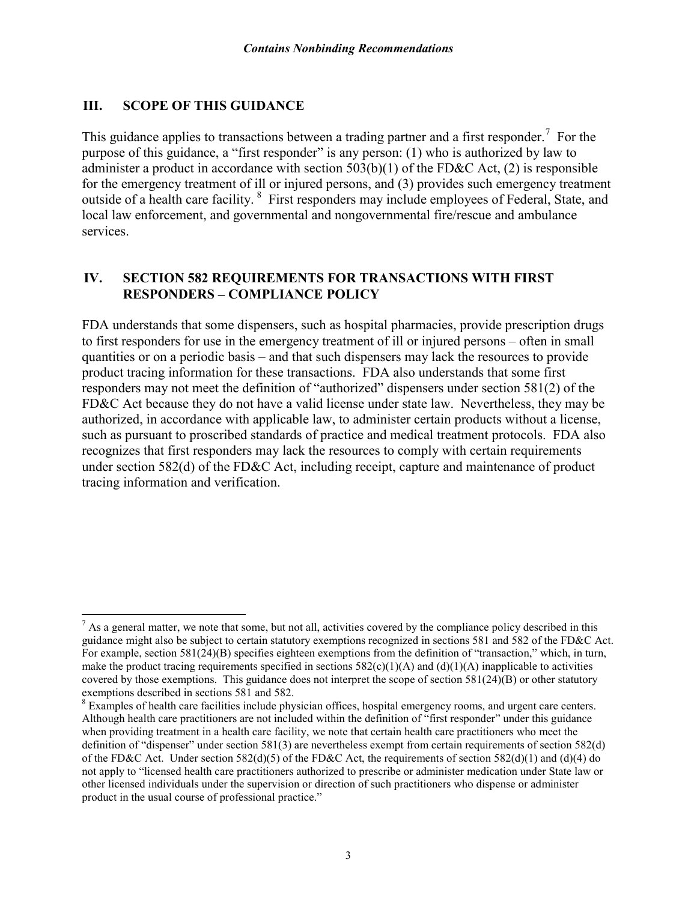## III. SCOPE OF THIS GUIDANCE

This guidance applies to transactions between a trading partner and a first responder.[7] For the purpose of this guidance, a "first responder" is any person: (1) who is authorized by law to administer a product in accordance with section 503(b)(1) of the FD&C Act, (2) is responsible for the emergency treatment of ill or injured persons, and (3) provides such emergency treatment outside of a health care facility.[8] First responders may include employees of Federal, State, and local law enforcement, and governmental and nongovernmental fire/rescue and ambulance services.

## IV. SECTION 582 REQUIREMENTS FOR TRANSACTIONS WITH FIRST RESPONDERS – COMPLIANCE POLICY

FDA understands that some dispensers, such as hospital pharmacies, provide prescription drugs to first responders for use in the emergency treatment of ill or injured persons – often in small quantities or on a periodic basis – and that such dispensers may lack the resources to provide product tracing information for these transactions. FDA also understands that some first responders may not meet the definition of "authorized" dispensers under section 581(2) of the FD&C Act because they do not have a valid license under state law. Nevertheless, they may be authorized, in accordance with applicable law, to administer certain products without a license, such as pursuant to proscribed standards of practice and medical treatment protocols. FDA also recognizes that first responders may lack the resources to comply with certain requirements under section 582(d) of the FD&C Act, including receipt, capture and maintenance of product tracing information and verification.

---

[7] As a general matter, we note that some, but not all, activities covered by the compliance policy described in this guidance might also be subject to certain statutory exemptions recognized in sections 581 and 582 of the FD&C Act. For example, section 581(24)(B) specifies eighteen exemptions from the definition of "transaction," which, in turn, make the product tracing requirements specified in sections 582(c)(1)(A) and (d)(1)(A) inapplicable to activities covered by those exemptions. This guidance does not interpret the scope of section 581(24)(B) or other statutory exemptions described in sections 581 and 582.

[8] Examples of health care facilities include physician offices, hospital emergency rooms, and urgent care centers. Although health care practitioners are not included within the definition of "first responder" under this guidance when providing treatment in a health care facility, we note that certain health care practitioners who meet the definition of "dispenser" under section 581(3) are nevertheless exempt from certain requirements of section 582(d) of the FD&C Act. Under section 582(d)(5) of the FD&C Act, the requirements of section 582(d)(1) and (d)(4) do not apply to "licensed health care practitioners authorized to prescribe or administer medication under State law or other licensed individuals under the supervision or direction of such practitioners who dispense or administer product in the usual course of professional practice."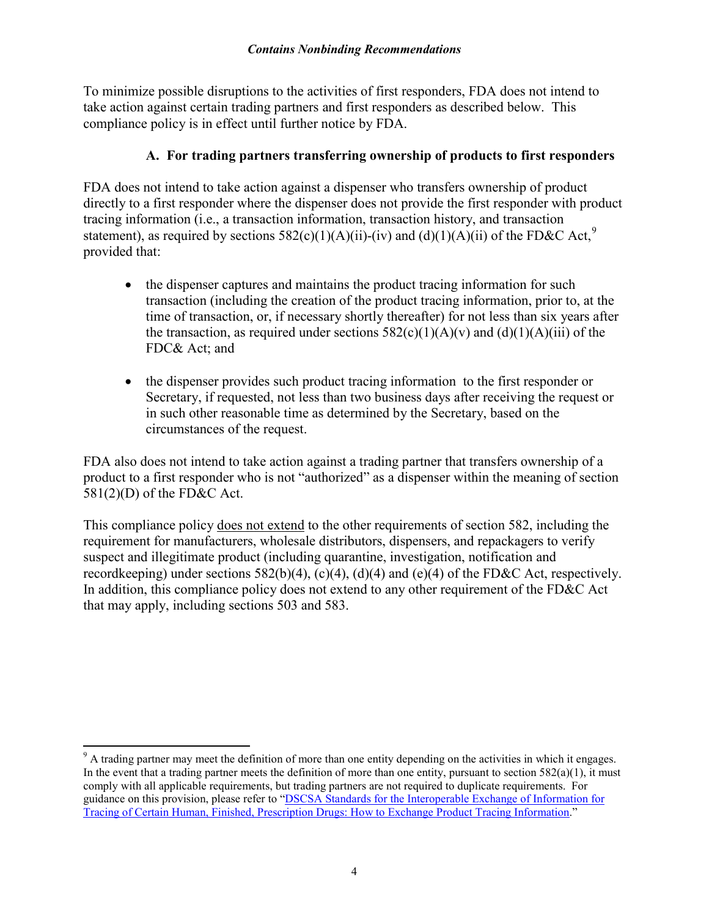To minimize possible disruptions to the activities of first responders, FDA does not intend to take action against certain trading partners and first responders as described below. This compliance policy is in effect until further notice by FDA.

### A. For trading partners transferring ownership of products to first responders

FDA does not intend to take action against a dispenser who transfers ownership of product directly to a first responder where the dispenser does not provide the first responder with product tracing information (i.e., a transaction information, transaction history, and transaction statement), as required by sections 582(c)(1)(A)(ii)-(iv) and (d)(1)(A)(ii) of the FD&C Act,[9] provided that:

- the dispenser captures and maintains the product tracing information for such transaction (including the creation of the product tracing information, prior to, at the time of transaction, or, if necessary shortly thereafter) for not less than six years after the transaction, as required under sections 582(c)(1)(A)(v) and (d)(1)(A)(iii) of the FDC& Act; and

- the dispenser provides such product tracing information to the first responder or Secretary, if requested, not less than two business days after receiving the request or in such other reasonable time as determined by the Secretary, based on the circumstances of the request.

FDA also does not intend to take action against a trading partner that transfers ownership of a product to a first responder who is not "authorized" as a dispenser within the meaning of section 581(2)(D) of the FD&C Act.

This compliance policy does not extend to the other requirements of section 582, including the requirement for manufacturers, wholesale distributors, dispensers, and repackagers to verify suspect and illegitimate product (including quarantine, investigation, notification and recordkeeping) under sections 582(b)(4), (c)(4), (d)(4) and (e)(4) of the FD&C Act, respectively. In addition, this compliance policy does not extend to any other requirement of the FD&C Act that may apply, including sections 503 and 583.

---

[9] A trading partner may meet the definition of more than one entity depending on the activities in which it engages. In the event that a trading partner meets the definition of more than one entity, pursuant to section 582(a)(1), it must comply with all applicable requirements, but trading partners are not required to duplicate requirements. For guidance on this provision, please refer to "DSCSA Standards for the Interoperable Exchange of Information for Tracing of Certain Human, Finished, Prescription Drugs: How to Exchange Product Tracing Information."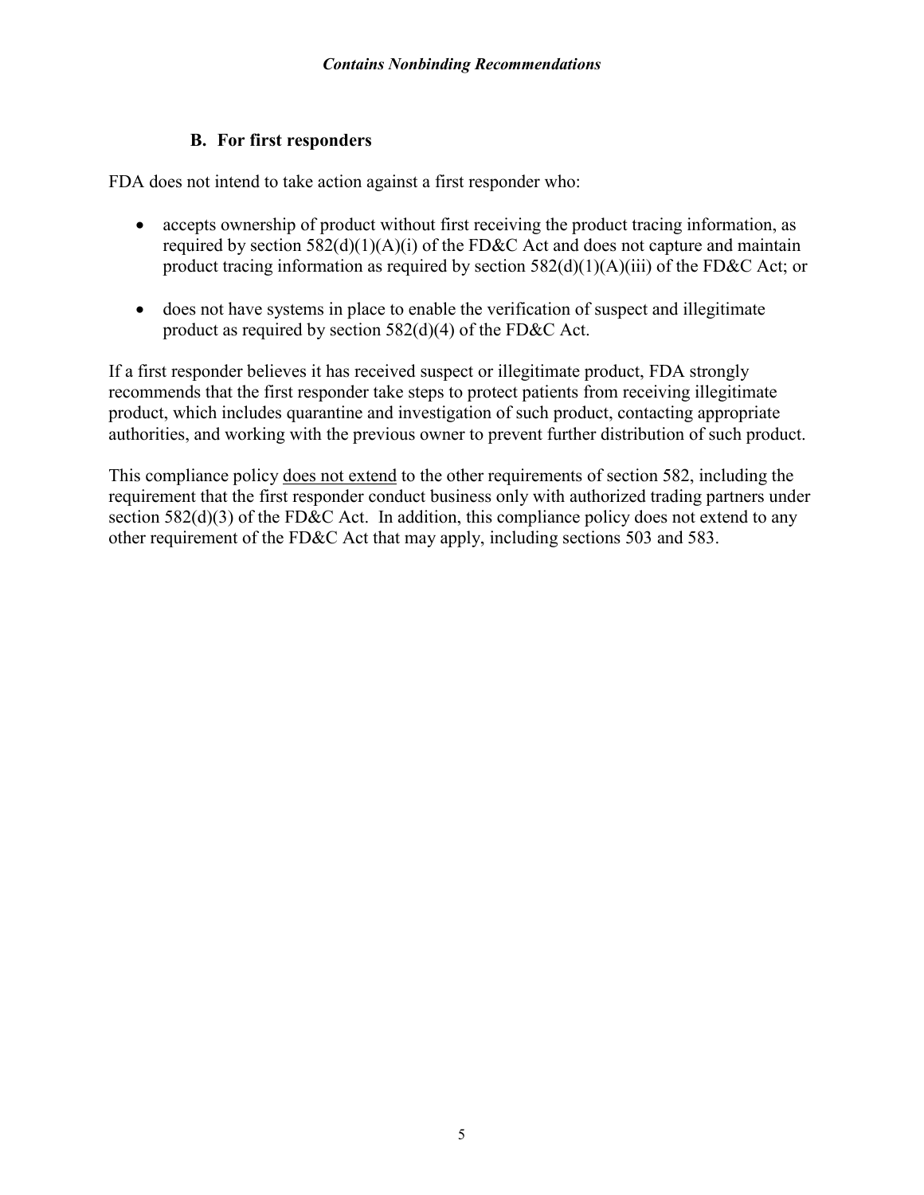### B. For first responders

FDA does not intend to take action against a first responder who:

- accepts ownership of product without first receiving the product tracing information, as required by section 582(d)(1)(A)(i) of the FD&C Act and does not capture and maintain product tracing information as required by section 582(d)(1)(A)(iii) of the FD&C Act; or
- does not have systems in place to enable the verification of suspect and illegitimate product as required by section 582(d)(4) of the FD&C Act.

If a first responder believes it has received suspect or illegitimate product, FDA strongly recommends that the first responder take steps to protect patients from receiving illegitimate product, which includes quarantine and investigation of such product, contacting appropriate authorities, and working with the previous owner to prevent further distribution of such product.

This compliance policy <u>does not extend</u> to the other requirements of section 582, including the requirement that the first responder conduct business only with authorized trading partners under section 582(d)(3) of the FD&C Act. In addition, this compliance policy does not extend to any other requirement of the FD&C Act that may apply, including sections 503 and 583.